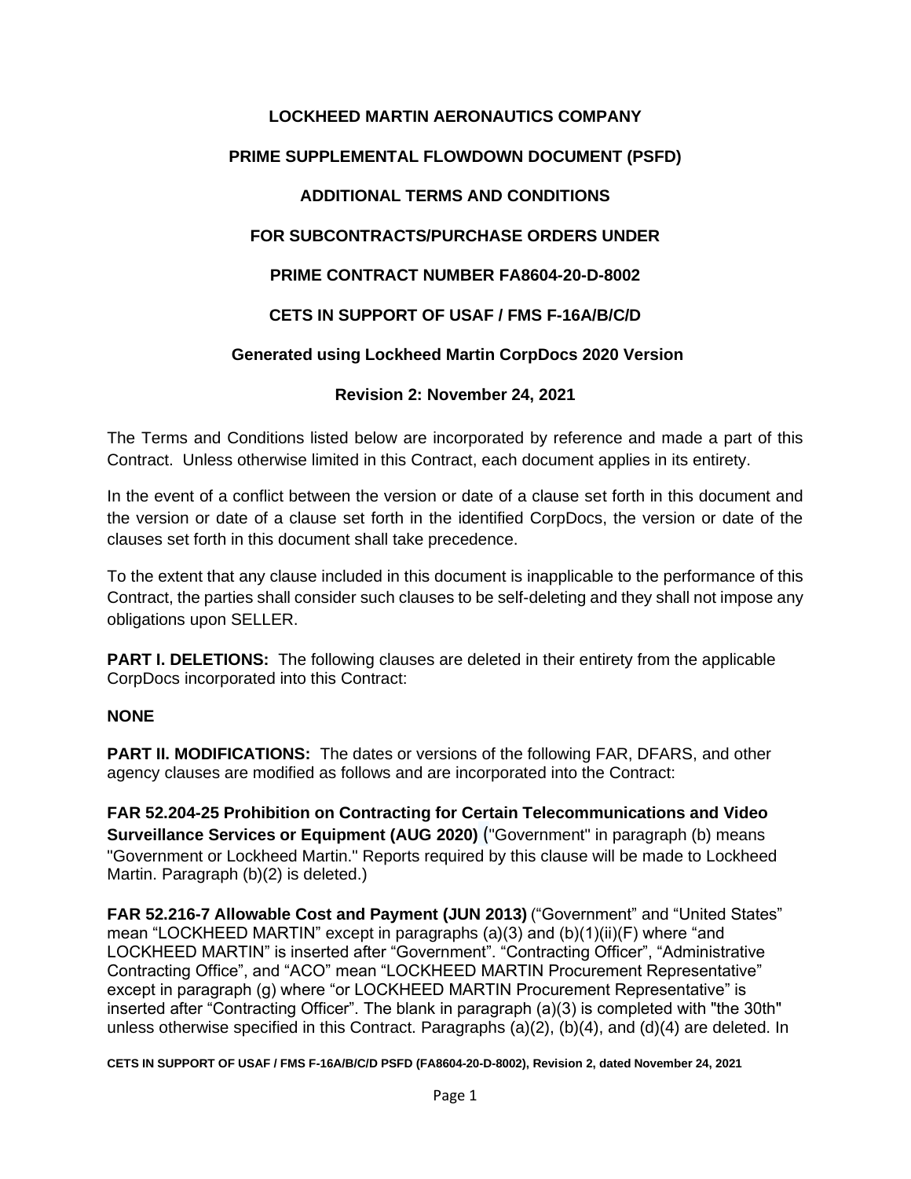# LOCKHEED MARTIN AERONAUTICS COMPANY

## PRIME SUPPLEMENTAL FLOWDOWN DOCUMENT (PSFD)

## ADDITIONAL TERMS AND CONDITIONS

## FOR SUBCONTRACTS/PURCHASE ORDERS UNDER

## PRIME CONTRACT NUMBER FA8604-20-D-8002

## CETS IN SUPPORT OF USAF / FMS F-16A/B/C/D

### Generated using Lockheed Martin CorpDocs 2020 Version

### Revision 2: November 24, 2021

The Terms and Conditions listed below are incorporated by reference and made a part of this Contract. Unless otherwise limited in this Contract, each document applies in its entirety.

In the event of a conflict between the version or date of a clause set forth in this document and the version or date of a clause set forth in the identified CorpDocs, the version or date of the clauses set forth in this document shall take precedence.

To the extent that any clause included in this document is inapplicable to the performance of this Contract, the parties shall consider such clauses to be self-deleting and they shall not impose any obligations upon SELLER.

**PART I. DELETIONS:** The following clauses are deleted in their entirety from the applicable CorpDocs incorporated into this Contract:

**NONE**

**PART II. MODIFICATIONS:** The dates or versions of the following FAR, DFARS, and other agency clauses are modified as follows and are incorporated into the Contract:

**FAR 52.204-25 Prohibition on Contracting for Certain Telecommunications and Video Surveillance Services or Equipment (AUG 2020)** ("Government" in paragraph (b) means "Government or Lockheed Martin." Reports required by this clause will be made to Lockheed Martin. Paragraph (b)(2) is deleted.)

**FAR 52.216-7 Allowable Cost and Payment (JUN 2013)** ("Government" and "United States" mean "LOCKHEED MARTIN" except in paragraphs (a)(3) and (b)(1)(ii)(F) where "and LOCKHEED MARTIN" is inserted after "Government". "Contracting Officer", "Administrative Contracting Office", and "ACO" mean "LOCKHEED MARTIN Procurement Representative" except in paragraph (g) where "or LOCKHEED MARTIN Procurement Representative" is inserted after "Contracting Officer". The blank in paragraph (a)(3) is completed with "the 30th" unless otherwise specified in this Contract. Paragraphs (a)(2), (b)(4), and (d)(4) are deleted. In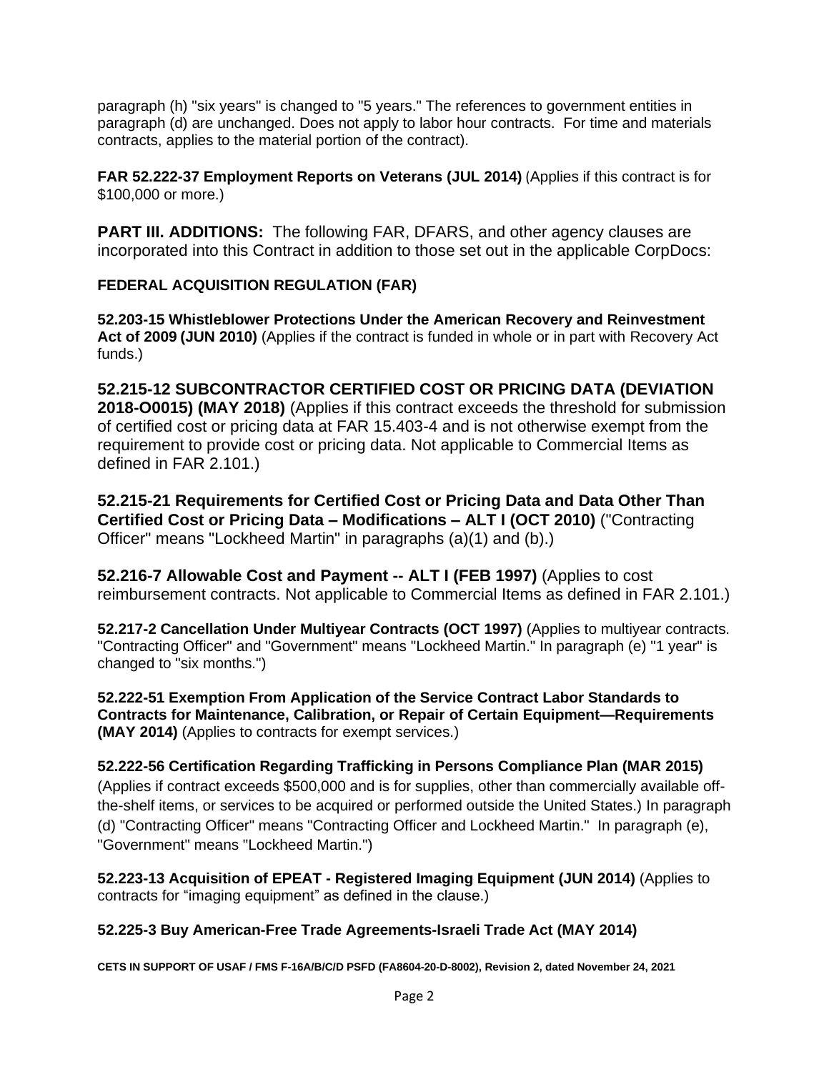paragraph (h) "six years" is changed to "5 years." The references to government entities in paragraph (d) are unchanged. Does not apply to labor hour contracts. For time and materials contracts, applies to the material portion of the contract).

**FAR 52.222-37 Employment Reports on Veterans (JUL 2014)** (Applies if this contract is for $100,000 or more.)

**PART III. ADDITIONS:** The following FAR, DFARS, and other agency clauses are incorporated into this Contract in addition to those set out in the applicable CorpDocs:

**FEDERAL ACQUISITION REGULATION (FAR)**

**52.203-15 Whistleblower Protections Under the American Recovery and Reinvestment Act of 2009 (JUN 2010)** (Applies if the contract is funded in whole or in part with Recovery Act funds.)

**52.215-12 SUBCONTRACTOR CERTIFIED COST OR PRICING DATA (DEVIATION 2018-O0015) (MAY 2018)** (Applies if this contract exceeds the threshold for submission of certified cost or pricing data at FAR 15.403-4 and is not otherwise exempt from the requirement to provide cost or pricing data. Not applicable to Commercial Items as defined in FAR 2.101.)

**52.215-21 Requirements for Certified Cost or Pricing Data and Data Other Than Certified Cost or Pricing Data – Modifications – ALT I (OCT 2010)** ("Contracting Officer" means "Lockheed Martin" in paragraphs (a)(1) and (b).)

**52.216-7 Allowable Cost and Payment -- ALT I (FEB 1997)** (Applies to cost reimbursement contracts. Not applicable to Commercial Items as defined in FAR 2.101.)

**52.217-2 Cancellation Under Multiyear Contracts (OCT 1997)** (Applies to multiyear contracts. "Contracting Officer" and "Government" means "Lockheed Martin." In paragraph (e) "1 year" is changed to "six months.")

**52.222-51 Exemption From Application of the Service Contract Labor Standards to Contracts for Maintenance, Calibration, or Repair of Certain Equipment—Requirements (MAY 2014)** (Applies to contracts for exempt services.)

**52.222-56 Certification Regarding Trafficking in Persons Compliance Plan (MAR 2015)** (Applies if contract exceeds $500,000 and is for supplies, other than commercially available off-the-shelf items, or services to be acquired or performed outside the United States.) In paragraph (d) "Contracting Officer" means "Contracting Officer and Lockheed Martin." In paragraph (e), "Government" means "Lockheed Martin.")

**52.223-13 Acquisition of EPEAT - Registered Imaging Equipment (JUN 2014)** (Applies to contracts for "imaging equipment" as defined in the clause.)

**52.225-3 Buy American-Free Trade Agreements-Israeli Trade Act (MAY 2014)**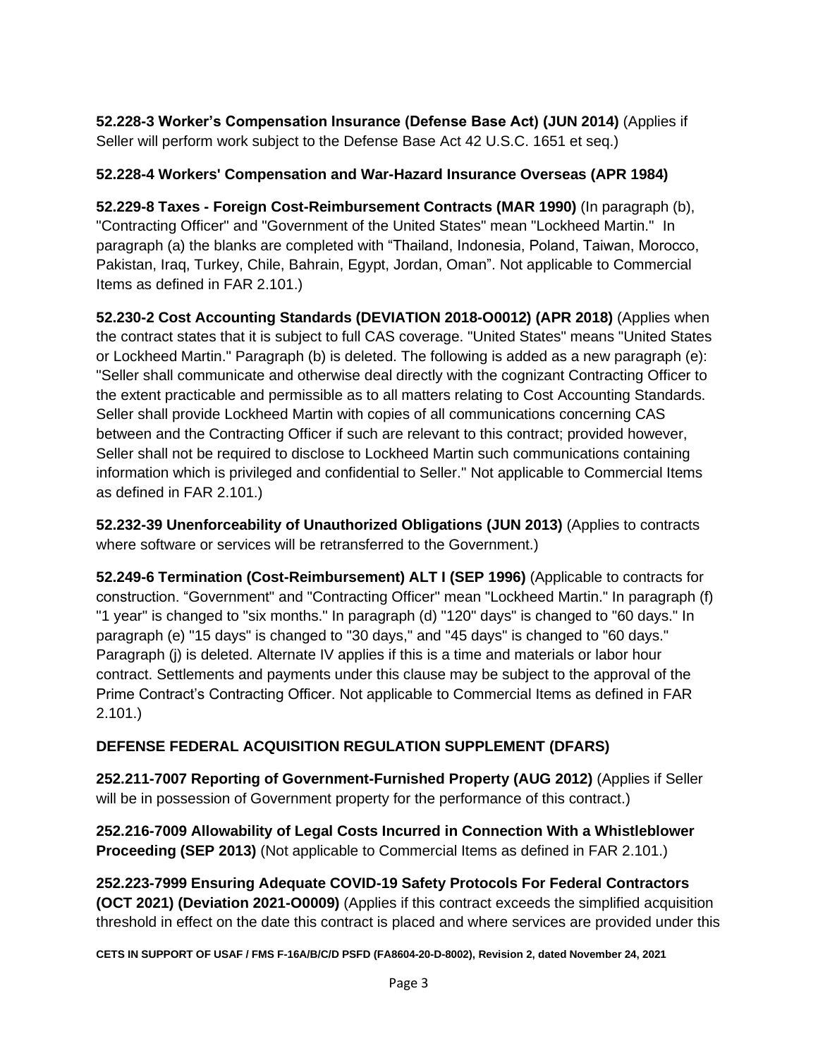**52.228-3 Worker's Compensation Insurance (Defense Base Act) (JUN 2014)** (Applies if Seller will perform work subject to the Defense Base Act 42 U.S.C. 1651 et seq.)

**52.228-4 Workers' Compensation and War-Hazard Insurance Overseas (APR 1984)**

**52.229-8 Taxes - Foreign Cost-Reimbursement Contracts (MAR 1990)** (In paragraph (b), "Contracting Officer" and "Government of the United States" mean "Lockheed Martin." In paragraph (a) the blanks are completed with "Thailand, Indonesia, Poland, Taiwan, Morocco, Pakistan, Iraq, Turkey, Chile, Bahrain, Egypt, Jordan, Oman". Not applicable to Commercial Items as defined in FAR 2.101.)

**52.230-2 Cost Accounting Standards (DEVIATION 2018-O0012) (APR 2018)** (Applies when the contract states that it is subject to full CAS coverage. "United States" means "United States or Lockheed Martin." Paragraph (b) is deleted. The following is added as a new paragraph (e): "Seller shall communicate and otherwise deal directly with the cognizant Contracting Officer to the extent practicable and permissible as to all matters relating to Cost Accounting Standards. Seller shall provide Lockheed Martin with copies of all communications concerning CAS between and the Contracting Officer if such are relevant to this contract; provided however, Seller shall not be required to disclose to Lockheed Martin such communications containing information which is privileged and confidential to Seller." Not applicable to Commercial Items as defined in FAR 2.101.)

**52.232-39 Unenforceability of Unauthorized Obligations (JUN 2013)** (Applies to contracts where software or services will be retransferred to the Government.)

**52.249-6 Termination (Cost-Reimbursement) ALT I (SEP 1996)** (Applicable to contracts for construction. "Government" and "Contracting Officer" mean "Lockheed Martin." In paragraph (f) "1 year" is changed to "six months." In paragraph (d) "120" days" is changed to "60 days." In paragraph (e) "15 days" is changed to "30 days," and "45 days" is changed to "60 days." Paragraph (j) is deleted. Alternate IV applies if this is a time and materials or labor hour contract. Settlements and payments under this clause may be subject to the approval of the Prime Contract's Contracting Officer. Not applicable to Commercial Items as defined in FAR 2.101.)

## DEFENSE FEDERAL ACQUISITION REGULATION SUPPLEMENT (DFARS)

**252.211-7007 Reporting of Government-Furnished Property (AUG 2012)** (Applies if Seller will be in possession of Government property for the performance of this contract.)

**252.216-7009 Allowability of Legal Costs Incurred in Connection With a Whistleblower Proceeding (SEP 2013)** (Not applicable to Commercial Items as defined in FAR 2.101.)

**252.223-7999 Ensuring Adequate COVID-19 Safety Protocols For Federal Contractors (OCT 2021) (Deviation 2021-O0009)** (Applies if this contract exceeds the simplified acquisition threshold in effect on the date this contract is placed and where services are provided under this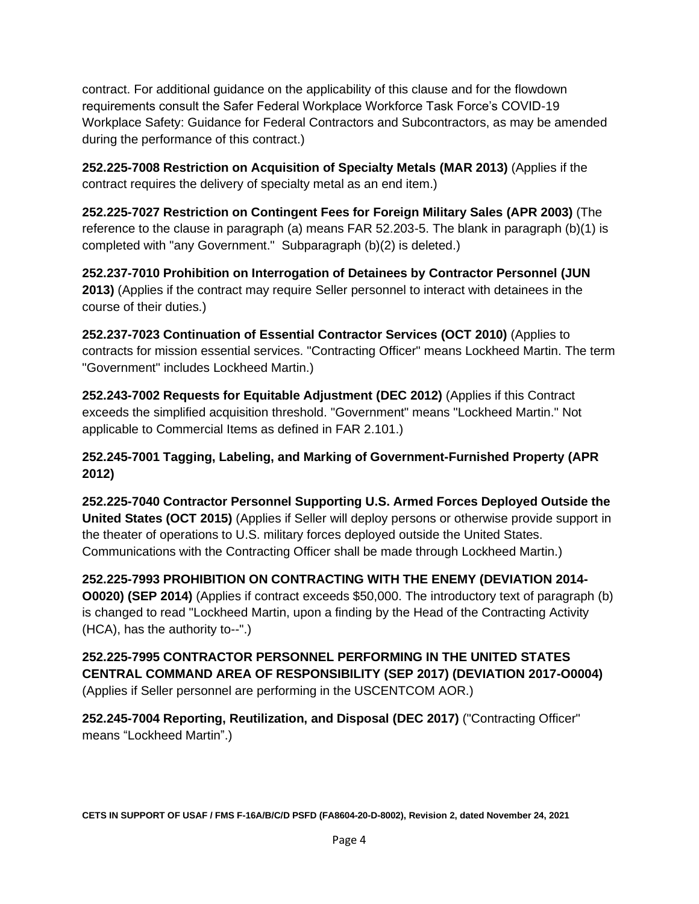contract. For additional guidance on the applicability of this clause and for the flowdown requirements consult the Safer Federal Workplace Workforce Task Force's COVID-19 Workplace Safety: Guidance for Federal Contractors and Subcontractors, as may be amended during the performance of this contract.)

**252.225-7008 Restriction on Acquisition of Specialty Metals (MAR 2013)** (Applies if the contract requires the delivery of specialty metal as an end item.)

**252.225-7027 Restriction on Contingent Fees for Foreign Military Sales (APR 2003)** (The reference to the clause in paragraph (a) means FAR 52.203-5. The blank in paragraph (b)(1) is completed with "any Government." Subparagraph (b)(2) is deleted.)

**252.237-7010 Prohibition on Interrogation of Detainees by Contractor Personnel (JUN 2013)** (Applies if the contract may require Seller personnel to interact with detainees in the course of their duties.)

**252.237-7023 Continuation of Essential Contractor Services (OCT 2010)** (Applies to contracts for mission essential services. "Contracting Officer" means Lockheed Martin. The term "Government" includes Lockheed Martin.)

**252.243-7002 Requests for Equitable Adjustment (DEC 2012)** (Applies if this Contract exceeds the simplified acquisition threshold. "Government" means "Lockheed Martin." Not applicable to Commercial Items as defined in FAR 2.101.)

**252.245-7001 Tagging, Labeling, and Marking of Government-Furnished Property (APR 2012)**

**252.225-7040 Contractor Personnel Supporting U.S. Armed Forces Deployed Outside the United States (OCT 2015)** (Applies if Seller will deploy persons or otherwise provide support in the theater of operations to U.S. military forces deployed outside the United States. Communications with the Contracting Officer shall be made through Lockheed Martin.)

**252.225-7993 PROHIBITION ON CONTRACTING WITH THE ENEMY (DEVIATION 2014-O0020) (SEP 2014)** (Applies if contract exceeds $50,000. The introductory text of paragraph (b) is changed to read "Lockheed Martin, upon a finding by the Head of the Contracting Activity (HCA), has the authority to--".)

**252.225-7995 CONTRACTOR PERSONNEL PERFORMING IN THE UNITED STATES CENTRAL COMMAND AREA OF RESPONSIBILITY (SEP 2017) (DEVIATION 2017-O0004)** (Applies if Seller personnel are performing in the USCENTCOM AOR.)

**252.245-7004 Reporting, Reutilization, and Disposal (DEC 2017)** ("Contracting Officer" means "Lockheed Martin".)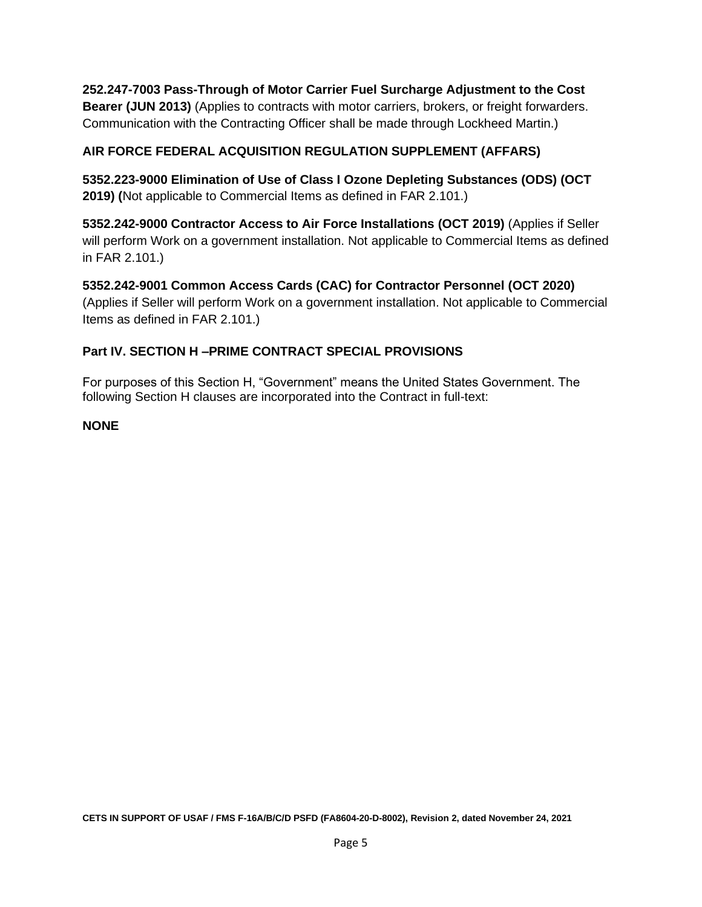**252.247-7003 Pass-Through of Motor Carrier Fuel Surcharge Adjustment to the Cost Bearer (JUN 2013)** (Applies to contracts with motor carriers, brokers, or freight forwarders. Communication with the Contracting Officer shall be made through Lockheed Martin.)

## AIR FORCE FEDERAL ACQUISITION REGULATION SUPPLEMENT (AFFARS)

**5352.223-9000 Elimination of Use of Class I Ozone Depleting Substances (ODS) (OCT 2019) (**Not applicable to Commercial Items as defined in FAR 2.101.)

**5352.242-9000 Contractor Access to Air Force Installations (OCT 2019)** (Applies if Seller will perform Work on a government installation. Not applicable to Commercial Items as defined in FAR 2.101.)

**5352.242-9001 Common Access Cards (CAC) for Contractor Personnel (OCT 2020)** (Applies if Seller will perform Work on a government installation. Not applicable to Commercial Items as defined in FAR 2.101.)

## Part IV. SECTION H –PRIME CONTRACT SPECIAL PROVISIONS

For purposes of this Section H, "Government" means the United States Government. The following Section H clauses are incorporated into the Contract in full-text:

**NONE**